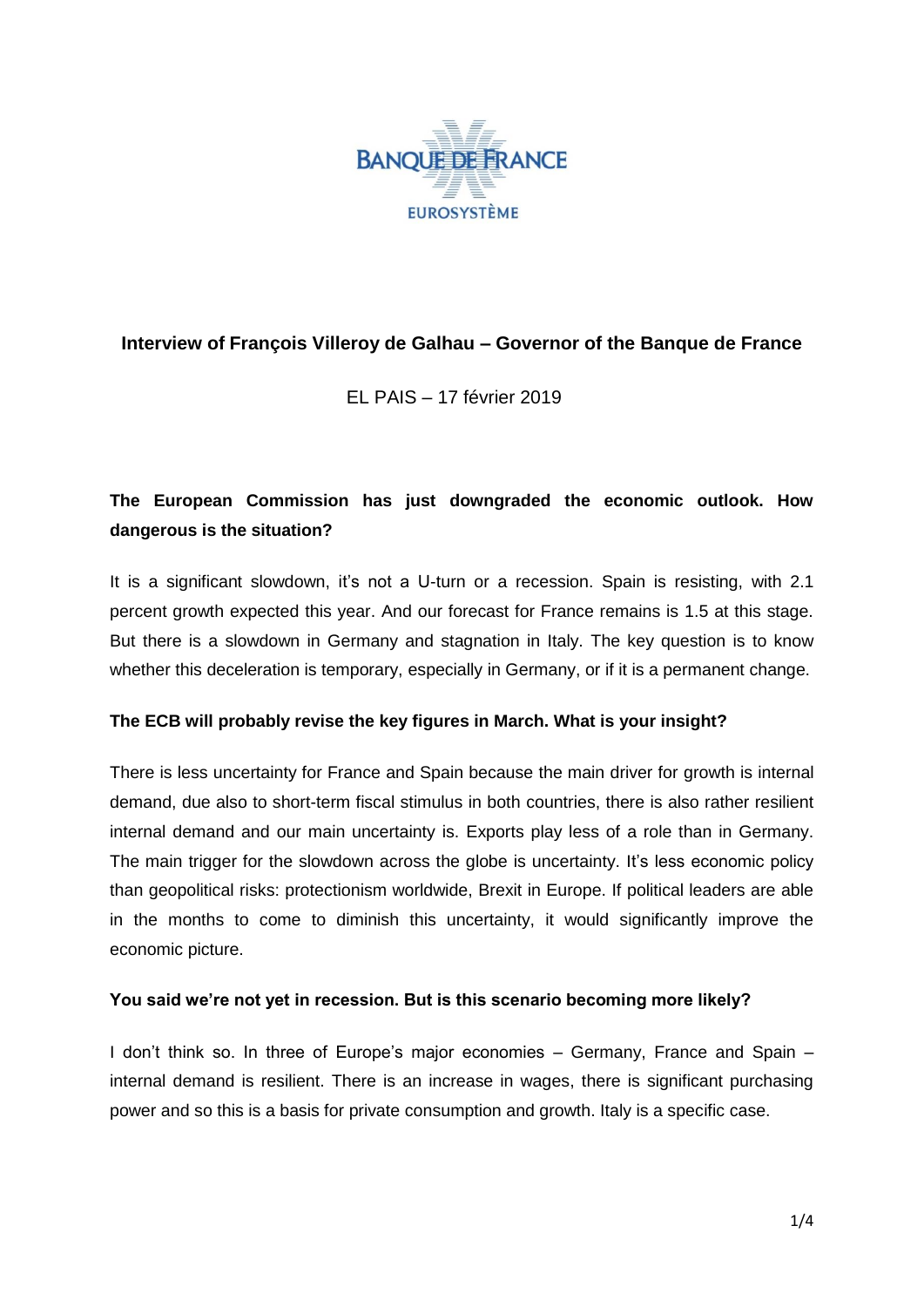BANQUE DE FRANCE

EUROSYSTÈME

# Interview of François Villeroy de Galhau – Governor of the Banque de France

EL PAIS – 17 février 2019

**The European Commission has just downgraded the economic outlook. How dangerous is the situation?**

It is a significant slowdown, it's not a U-turn or a recession. Spain is resisting, with 2.1 percent growth expected this year. And our forecast for France remains is 1.5 at this stage. But there is a slowdown in Germany and stagnation in Italy. The key question is to know whether this deceleration is temporary, especially in Germany, or if it is a permanent change.

**The ECB will probably revise the key figures in March. What is your insight?**

There is less uncertainty for France and Spain because the main driver for growth is internal demand, due also to short-term fiscal stimulus in both countries, there is also rather resilient internal demand and our main uncertainty is. Exports play less of a role than in Germany. The main trigger for the slowdown across the globe is uncertainty. It's less economic policy than geopolitical risks: protectionism worldwide, Brexit in Europe. If political leaders are able in the months to come to diminish this uncertainty, it would significantly improve the economic picture.

**You said we're not yet in recession. But is this scenario becoming more likely?**

I don't think so. In three of Europe's major economies – Germany, France and Spain – internal demand is resilient. There is an increase in wages, there is significant purchasing power and so this is a basis for private consumption and growth. Italy is a specific case.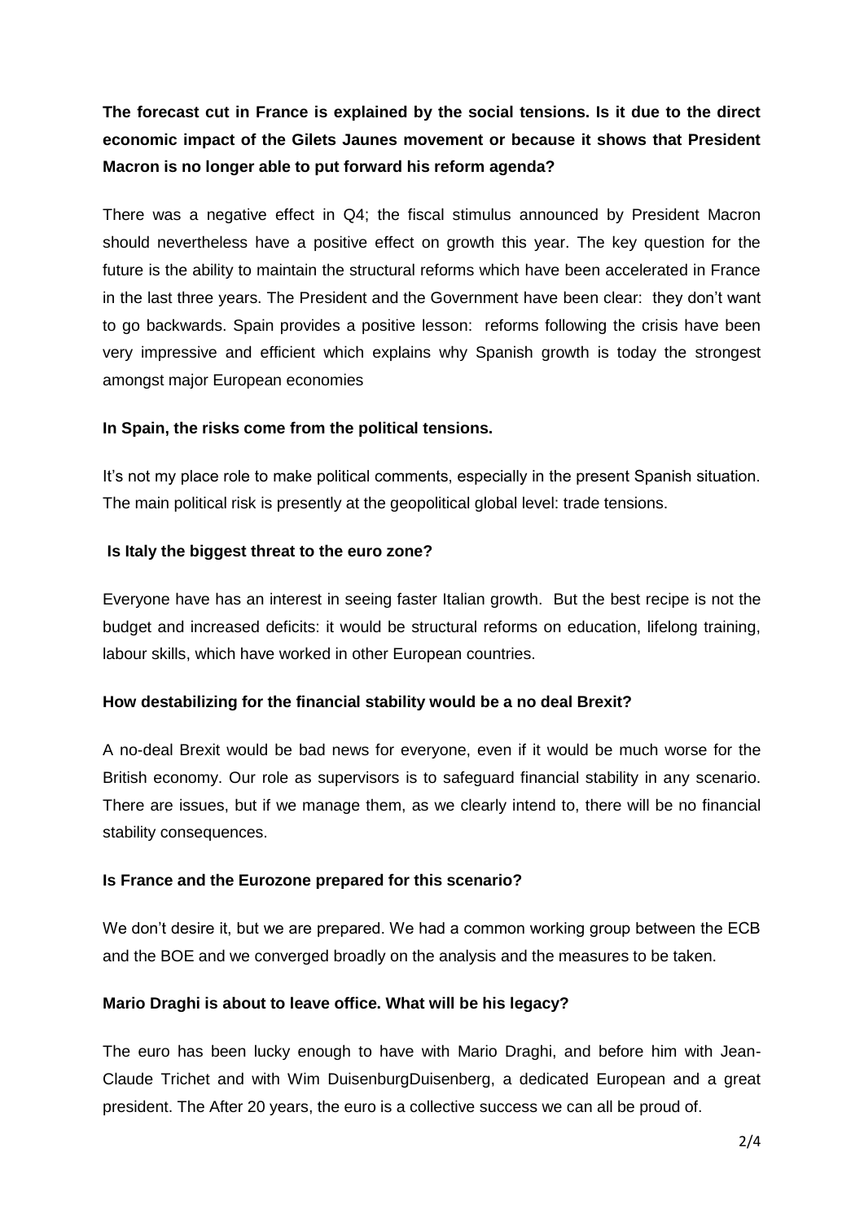**The forecast cut in France is explained by the social tensions. Is it due to the direct economic impact of the Gilets Jaunes movement or because it shows that President Macron is no longer able to put forward his reform agenda?**

There was a negative effect in Q4; the fiscal stimulus announced by President Macron should nevertheless have a positive effect on growth this year. The key question for the future is the ability to maintain the structural reforms which have been accelerated in France in the last three years. The President and the Government have been clear: they don't want to go backwards. Spain provides a positive lesson: reforms following the crisis have been very impressive and efficient which explains why Spanish growth is today the strongest amongst major European economies

**In Spain, the risks come from the political tensions.**

It's not my place role to make political comments, especially in the present Spanish situation. The main political risk is presently at the geopolitical global level: trade tensions.

**Is Italy the biggest threat to the euro zone?**

Everyone have has an interest in seeing faster Italian growth. But the best recipe is not the budget and increased deficits: it would be structural reforms on education, lifelong training, labour skills, which have worked in other European countries.

**How destabilizing for the financial stability would be a no deal Brexit?**

A no-deal Brexit would be bad news for everyone, even if it would be much worse for the British economy. Our role as supervisors is to safeguard financial stability in any scenario. There are issues, but if we manage them, as we clearly intend to, there will be no financial stability consequences.

**Is France and the Eurozone prepared for this scenario?**

We don't desire it, but we are prepared. We had a common working group between the ECB and the BOE and we converged broadly on the analysis and the measures to be taken.

**Mario Draghi is about to leave office. What will be his legacy?**

The euro has been lucky enough to have with Mario Draghi, and before him with Jean-Claude Trichet and with Wim DuisenburgDuisenberg, a dedicated European and a great president. The After 20 years, the euro is a collective success we can all be proud of.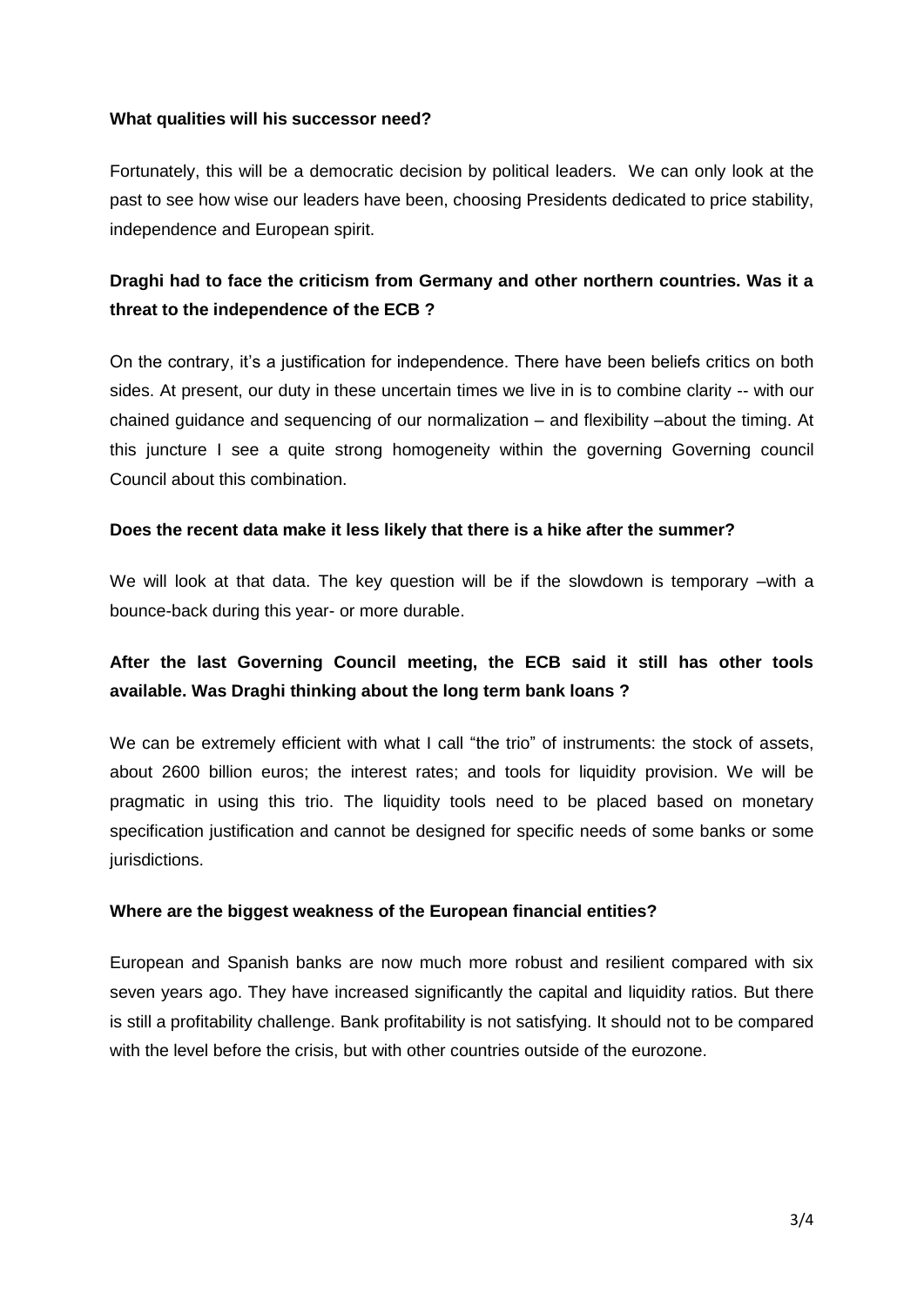**What qualities will his successor need?**

Fortunately, this will be a democratic decision by political leaders. We can only look at the past to see how wise our leaders have been, choosing Presidents dedicated to price stability, independence and European spirit.

**Draghi had to face the criticism from Germany and other northern countries. Was it a threat to the independence of the ECB ?**

On the contrary, it's a justification for independence. There have been beliefs critics on both sides. At present, our duty in these uncertain times we live in is to combine clarity -- with our chained guidance and sequencing of our normalization – and flexibility –about the timing. At this juncture I see a quite strong homogeneity within the governing Governing council Council about this combination.

**Does the recent data make it less likely that there is a hike after the summer?**

We will look at that data. The key question will be if the slowdown is temporary –with a bounce-back during this year- or more durable.

**After the last Governing Council meeting, the ECB said it still has other tools available. Was Draghi thinking about the long term bank loans ?**

We can be extremely efficient with what I call "the trio" of instruments: the stock of assets, about 2600 billion euros; the interest rates; and tools for liquidity provision. We will be pragmatic in using this trio. The liquidity tools need to be placed based on monetary specification justification and cannot be designed for specific needs of some banks or some jurisdictions.

**Where are the biggest weakness of the European financial entities?**

European and Spanish banks are now much more robust and resilient compared with six seven years ago. They have increased significantly the capital and liquidity ratios. But there is still a profitability challenge. Bank profitability is not satisfying. It should not to be compared with the level before the crisis, but with other countries outside of the eurozone.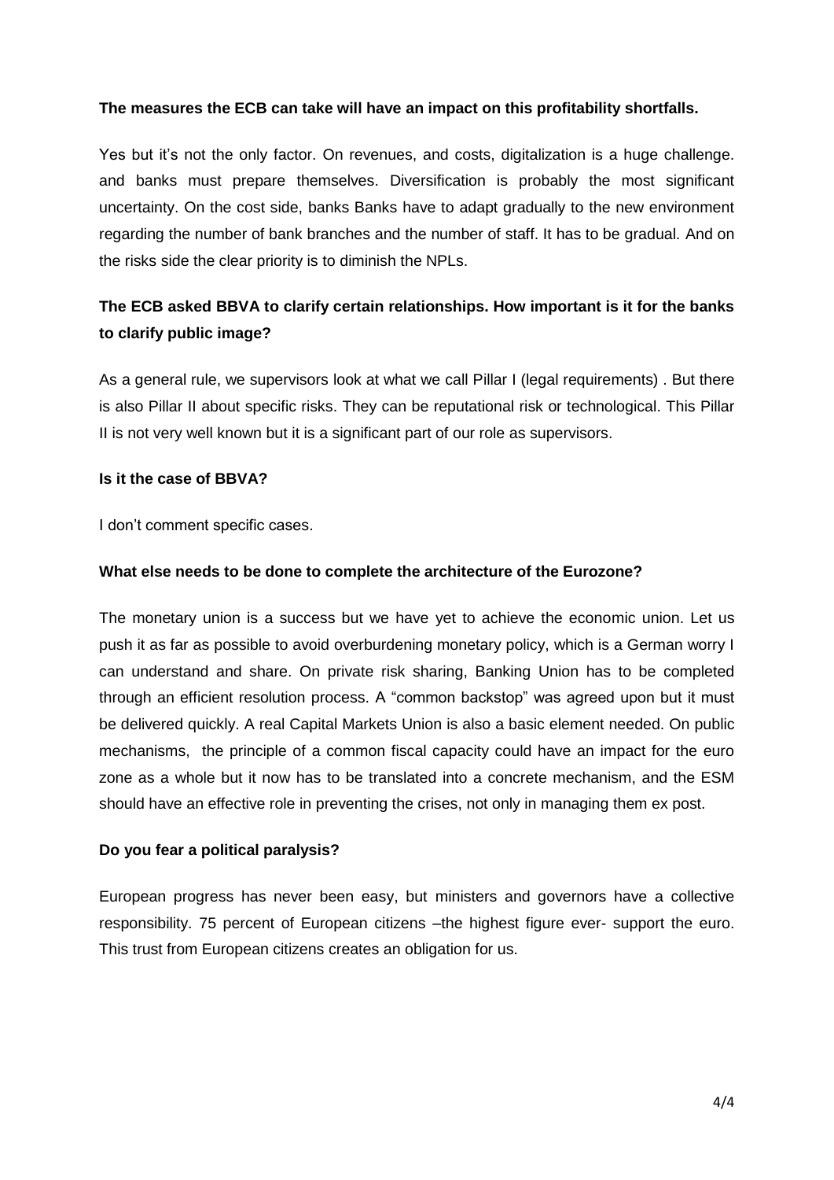**The measures the ECB can take will have an impact on this profitability shortfalls.**

Yes but it's not the only factor. On revenues, and costs, digitalization is a huge challenge. and banks must prepare themselves. Diversification is probably the most significant uncertainty. On the cost side, banks Banks have to adapt gradually to the new environment regarding the number of bank branches and the number of staff. It has to be gradual. And on the risks side the clear priority is to diminish the NPLs.

**The ECB asked BBVA to clarify certain relationships. How important is it for the banks to clarify public image?**

As a general rule, we supervisors look at what we call Pillar I (legal requirements) . But there is also Pillar II about specific risks. They can be reputational risk or technological. This Pillar II is not very well known but it is a significant part of our role as supervisors.

**Is it the case of BBVA?**

I don't comment specific cases.

**What else needs to be done to complete the architecture of the Eurozone?**

The monetary union is a success but we have yet to achieve the economic union. Let us push it as far as possible to avoid overburdening monetary policy, which is a German worry I can understand and share. On private risk sharing, Banking Union has to be completed through an efficient resolution process. A "common backstop" was agreed upon but it must be delivered quickly. A real Capital Markets Union is also a basic element needed. On public mechanisms, the principle of a common fiscal capacity could have an impact for the euro zone as a whole but it now has to be translated into a concrete mechanism, and the ESM should have an effective role in preventing the crises, not only in managing them ex post.

**Do you fear a political paralysis?**

European progress has never been easy, but ministers and governors have a collective responsibility. 75 percent of European citizens –the highest figure ever- support the euro. This trust from European citizens creates an obligation for us.